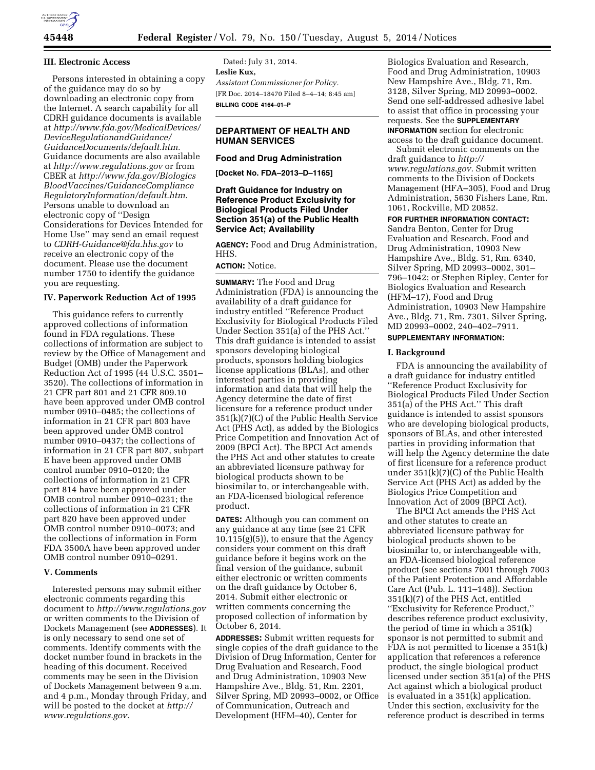### III. Electronic Access

Persons interested in obtaining a copy of the guidance may do so by downloading an electronic copy from the Internet. A search capability for all CDRH guidance documents is available at *http://www.fda.gov/MedicalDevices/DeviceRegulationandGuidance/GuidanceDocuments/default.htm.* Guidance documents are also available at *http://www.regulations.gov* or from CBER at *http://www.fda.gov/BiologicsBloodVaccines/GuidanceComplianceRegulatoryInformation/default.htm.* Persons unable to download an electronic copy of ''Design Considerations for Devices Intended for Home Use'' may send an email request to *CDRH-Guidance@fda.hhs.gov* to receive an electronic copy of the document. Please use the document number 1750 to identify the guidance you are requesting.

### IV. Paperwork Reduction Act of 1995

This guidance refers to currently approved collections of information found in FDA regulations. These collections of information are subject to review by the Office of Management and Budget (OMB) under the Paperwork Reduction Act of 1995 (44 U.S.C. 3501–3520). The collections of information in 21 CFR part 801 and 21 CFR 809.10 have been approved under OMB control number 0910–0485; the collections of information in 21 CFR part 803 have been approved under OMB control number 0910–0437; the collections of information in 21 CFR part 807, subpart E have been approved under OMB control number 0910–0120; the collections of information in 21 CFR part 814 have been approved under OMB control number 0910–0231; the collections of information in 21 CFR part 820 have been approved under OMB control number 0910–0073; and the collections of information in Form FDA 3500A have been approved under OMB control number 0910–0291.

### V. Comments

Interested persons may submit either electronic comments regarding this document to *http://www.regulations.gov* or written comments to the Division of Dockets Management (see **ADDRESSES**). It is only necessary to send one set of comments. Identify comments with the docket number found in brackets in the heading of this document. Received comments may be seen in the Division of Dockets Management between 9 a.m. and 4 p.m., Monday through Friday, and will be posted to the docket at *http://www.regulations.gov.*

Dated: July 31, 2014.

**Leslie Kux,**

*Assistant Commissioner for Policy.*

[FR Doc. 2014–18470 Filed 8–4–14; 8:45 am]

**BILLING CODE 4164–01–P**

## DEPARTMENT OF HEALTH AND HUMAN SERVICES

### Food and Drug Administration

**[Docket No. FDA–2013–D–1165]**

### Draft Guidance for Industry on Reference Product Exclusivity for Biological Products Filed Under Section 351(a) of the Public Health Service Act; Availability

**AGENCY:** Food and Drug Administration, HHS.

**ACTION:** Notice.

**SUMMARY:** The Food and Drug Administration (FDA) is announcing the availability of a draft guidance for industry entitled ''Reference Product Exclusivity for Biological Products Filed Under Section 351(a) of the PHS Act.'' This draft guidance is intended to assist sponsors developing biological products, sponsors holding biologics license applications (BLAs), and other interested parties in providing information and data that will help the Agency determine the date of first licensure for a reference product under 351(k)(7)(C) of the Public Health Service Act (PHS Act), as added by the Biologics Price Competition and Innovation Act of 2009 (BPCI Act). The BPCI Act amends the PHS Act and other statutes to create an abbreviated licensure pathway for biological products shown to be biosimilar to, or interchangeable with, an FDA-licensed biological reference product.

**DATES:** Although you can comment on any guidance at any time (see 21 CFR 10.115(g)(5)), to ensure that the Agency considers your comment on this draft guidance before it begins work on the final version of the guidance, submit either electronic or written comments on the draft guidance by October 6, 2014. Submit either electronic or written comments concerning the proposed collection of information by October 6, 2014.

**ADDRESSES:** Submit written requests for single copies of the draft guidance to the Division of Drug Information, Center for Drug Evaluation and Research, Food and Drug Administration, 10903 New Hampshire Ave., Bldg. 51, Rm. 2201, Silver Spring, MD 20993–0002, or Office of Communication, Outreach and Development (HFM–40), Center for Biologics Evaluation and Research, Food and Drug Administration, 10903 New Hampshire Ave., Bldg. 71, Rm. 3128, Silver Spring, MD 20993–0002. Send one self-addressed adhesive label to assist that office in processing your requests. See the **SUPPLEMENTARY INFORMATION** section for electronic access to the draft guidance document.

Submit electronic comments on the draft guidance to *http://www.regulations.gov.* Submit written comments to the Division of Dockets Management (HFA–305), Food and Drug Administration, 5630 Fishers Lane, Rm. 1061, Rockville, MD 20852.

**FOR FURTHER INFORMATION CONTACT:** Sandra Benton, Center for Drug Evaluation and Research, Food and Drug Administration, 10903 New Hampshire Ave., Bldg. 51, Rm. 6340, Silver Spring, MD 20993–0002, 301–796–1042; or Stephen Ripley, Center for Biologics Evaluation and Research (HFM–17), Food and Drug Administration, 10903 New Hampshire Ave., Bldg. 71, Rm. 7301, Silver Spring, MD 20993–0002, 240–402–7911.

**SUPPLEMENTARY INFORMATION:**

### I. Background

FDA is announcing the availability of a draft guidance for industry entitled ''Reference Product Exclusivity for Biological Products Filed Under Section 351(a) of the PHS Act.'' This draft guidance is intended to assist sponsors who are developing biological products, sponsors of BLAs, and other interested parties in providing information that will help the Agency determine the date of first licensure for a reference product under 351(k)(7)(C) of the Public Health Service Act (PHS Act) as added by the Biologics Price Competition and Innovation Act of 2009 (BPCI Act).

The BPCI Act amends the PHS Act and other statutes to create an abbreviated licensure pathway for biological products shown to be biosimilar to, or interchangeable with, an FDA-licensed biological reference product (see sections 7001 through 7003 of the Patient Protection and Affordable Care Act (Pub. L. 111–148)). Section 351(k)(7) of the PHS Act, entitled ''Exclusivity for Reference Product,'' describes reference product exclusivity, the period of time in which a 351(k) sponsor is not permitted to submit and FDA is not permitted to license a 351(k) application that references a reference product, the single biological product licensed under section 351(a) of the PHS Act against which a biological product is evaluated in a 351(k) application. Under this section, exclusivity for the reference product is described in terms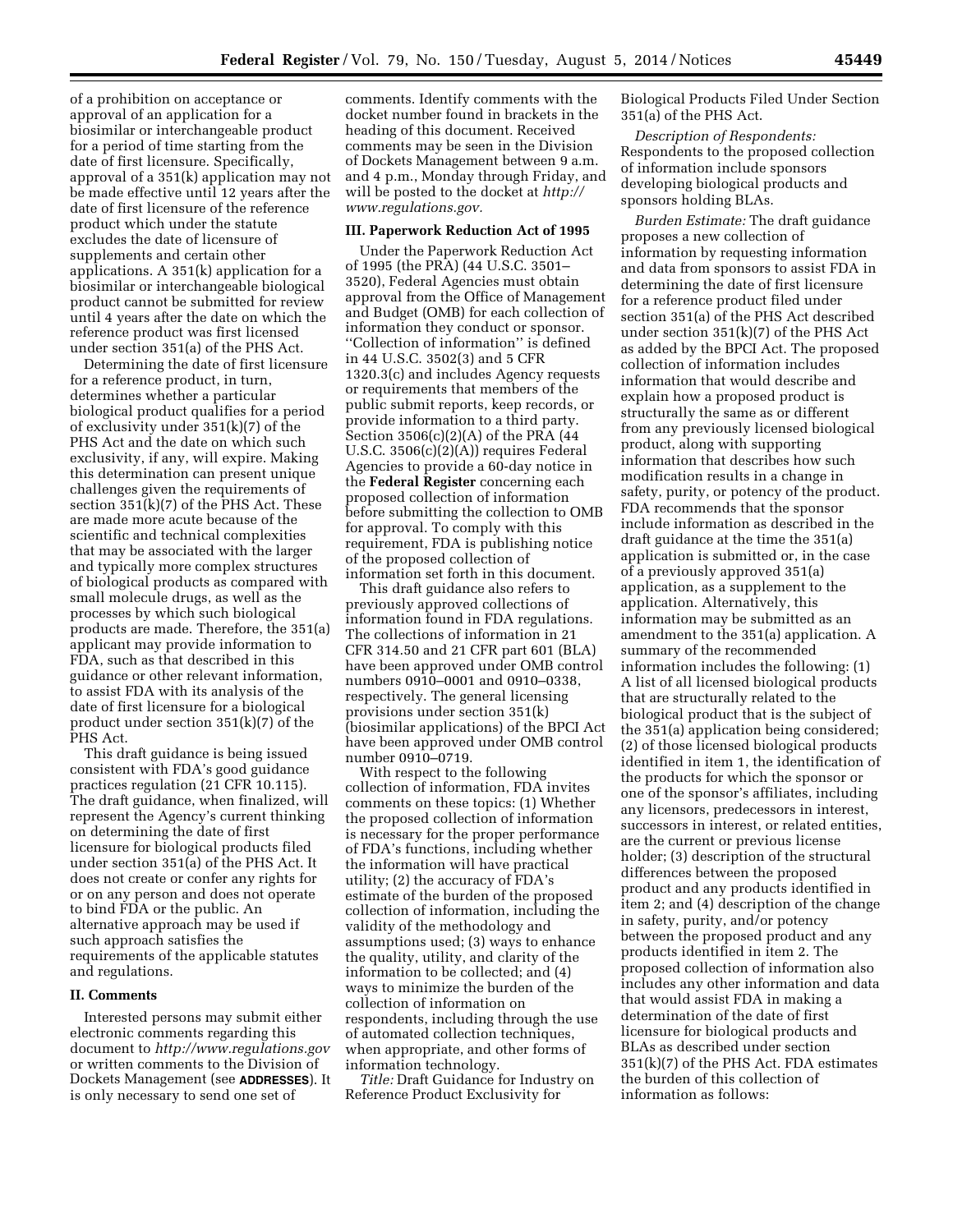of a prohibition on acceptance or approval of an application for a biosimilar or interchangeable product for a period of time starting from the date of first licensure. Specifically, approval of a 351(k) application may not be made effective until 12 years after the date of first licensure of the reference product which under the statute excludes the date of licensure of supplements and certain other applications. A 351(k) application for a biosimilar or interchangeable biological product cannot be submitted for review until 4 years after the date on which the reference product was first licensed under section 351(a) of the PHS Act.

Determining the date of first licensure for a reference product, in turn, determines whether a particular biological product qualifies for a period of exclusivity under 351(k)(7) of the PHS Act and the date on which such exclusivity, if any, will expire. Making this determination can present unique challenges given the requirements of section 351(k)(7) of the PHS Act. These are made more acute because of the scientific and technical complexities that may be associated with the larger and typically more complex structures of biological products as compared with small molecule drugs, as well as the processes by which such biological products are made. Therefore, the 351(a) applicant may provide information to FDA, such as that described in this guidance or other relevant information, to assist FDA with its analysis of the date of first licensure for a biological product under section 351(k)(7) of the PHS Act.

This draft guidance is being issued consistent with FDA's good guidance practices regulation (21 CFR 10.115). The draft guidance, when finalized, will represent the Agency's current thinking on determining the date of first licensure for biological products filed under section 351(a) of the PHS Act. It does not create or confer any rights for or on any person and does not operate to bind FDA or the public. An alternative approach may be used if such approach satisfies the requirements of the applicable statutes and regulations.

## II. Comments

Interested persons may submit either electronic comments regarding this document to *http://www.regulations.gov* or written comments to the Division of Dockets Management (see **ADDRESSES**). It is only necessary to send one set of comments. Identify comments with the docket number found in brackets in the heading of this document. Received comments may be seen in the Division of Dockets Management between 9 a.m. and 4 p.m., Monday through Friday, and will be posted to the docket at *http://www.regulations.gov.*

## III. Paperwork Reduction Act of 1995

Under the Paperwork Reduction Act of 1995 (the PRA) (44 U.S.C. 3501–3520), Federal Agencies must obtain approval from the Office of Management and Budget (OMB) for each collection of information they conduct or sponsor. "Collection of information" is defined in 44 U.S.C. 3502(3) and 5 CFR 1320.3(c) and includes Agency requests or requirements that members of the public submit reports, keep records, or provide information to a third party. Section 3506(c)(2)(A) of the PRA (44 U.S.C. 3506(c)(2)(A)) requires Federal Agencies to provide a 60-day notice in the **Federal Register** concerning each proposed collection of information before submitting the collection to OMB for approval. To comply with this requirement, FDA is publishing notice of the proposed collection of information set forth in this document.

This draft guidance also refers to previously approved collections of information found in FDA regulations. The collections of information in 21 CFR 314.50 and 21 CFR part 601 (BLA) have been approved under OMB control numbers 0910–0001 and 0910–0338, respectively. The general licensing provisions under section 351(k) (biosimilar applications) of the BPCI Act have been approved under OMB control number 0910–0719.

With respect to the following collection of information, FDA invites comments on these topics: (1) Whether the proposed collection of information is necessary for the proper performance of FDA's functions, including whether the information will have practical utility; (2) the accuracy of FDA's estimate of the burden of the proposed collection of information, including the validity of the methodology and assumptions used; (3) ways to enhance the quality, utility, and clarity of the information to be collected; and (4) ways to minimize the burden of the collection of information on respondents, including through the use of automated collection techniques, when appropriate, and other forms of information technology.

*Title:* Draft Guidance for Industry on Reference Product Exclusivity for Biological Products Filed Under Section 351(a) of the PHS Act.

*Description of Respondents:* Respondents to the proposed collection of information include sponsors developing biological products and sponsors holding BLAs.

*Burden Estimate:* The draft guidance proposes a new collection of information by requesting information and data from sponsors to assist FDA in determining the date of first licensure for a reference product filed under section 351(a) of the PHS Act described under section 351(k)(7) of the PHS Act as added by the BPCI Act. The proposed collection of information includes information that would describe and explain how a proposed product is structurally the same as or different from any previously licensed biological product, along with supporting information that describes how such modification results in a change in safety, purity, or potency of the product. FDA recommends that the sponsor include information as described in the draft guidance at the time the 351(a) application is submitted or, in the case of a previously approved 351(a) application, as a supplement to the application. Alternatively, this information may be submitted as an amendment to the 351(a) application. A summary of the recommended information includes the following: (1) A list of all licensed biological products that are structurally related to the biological product that is the subject of the 351(a) application being considered; (2) of those licensed biological products identified in item 1, the identification of the products for which the sponsor or one of the sponsor's affiliates, including any licensors, predecessors in interest, successors in interest, or related entities, are the current or previous license holder; (3) description of the structural differences between the proposed product and any products identified in item 2; and (4) description of the change in safety, purity, and/or potency between the proposed product and any products identified in item 2. The proposed collection of information also includes any other information and data that would assist FDA in making a determination of the date of first licensure for biological products and BLAs as described under section 351(k)(7) of the PHS Act. FDA estimates the burden of this collection of information as follows: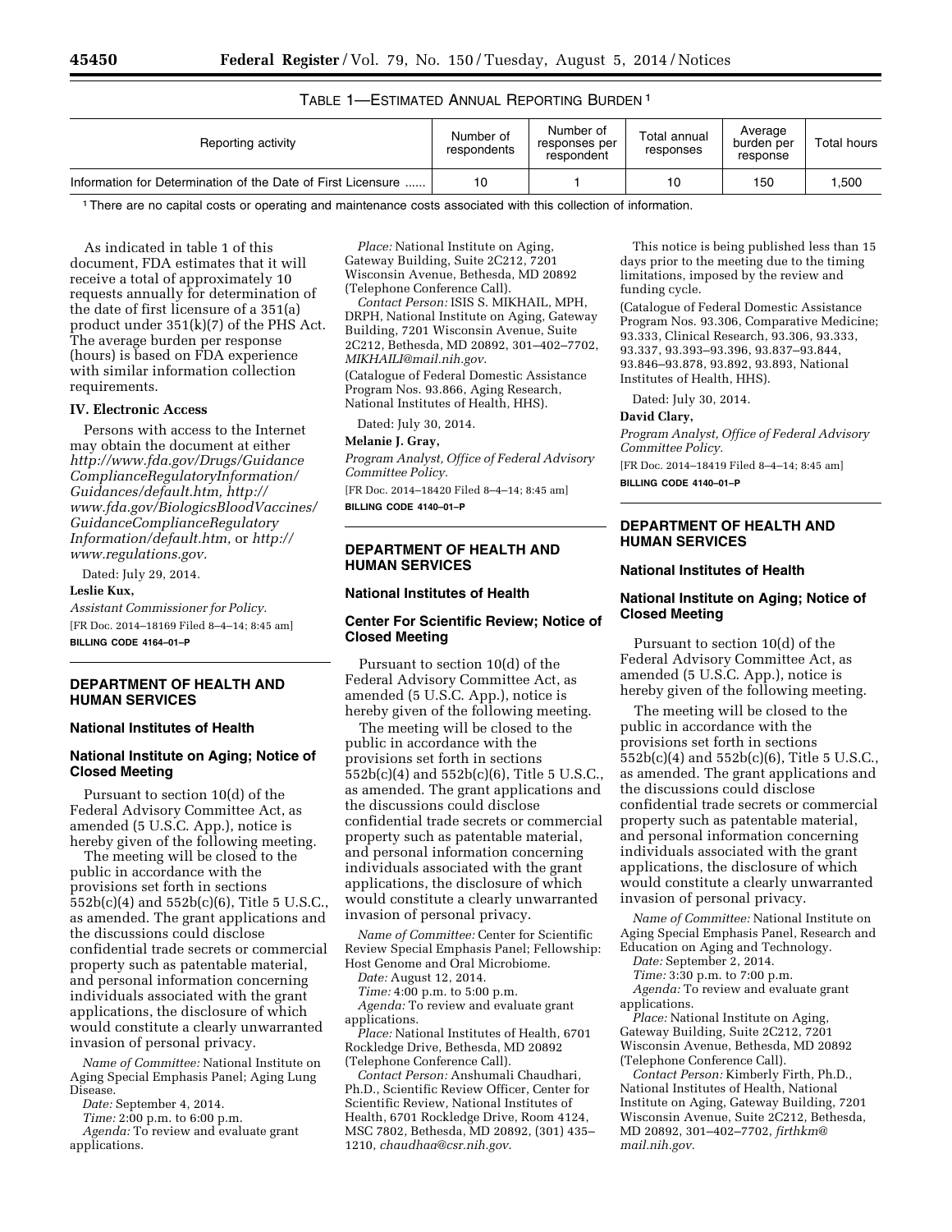TABLE 1—ESTIMATED ANNUAL REPORTING BURDEN [1]

| Reporting activity | Number of respondents | Number of responses per respondent | Total annual responses | Average burden per response | Total hours |
|---|---|---|---|---|---|
| Information for Determination of the Date of First Licensure ...... | 10 | 1 | 10 | 150 | 1,500 |

[1] There are no capital costs or operating and maintenance costs associated with this collection of information.

As indicated in table 1 of this document, FDA estimates that it will receive a total of approximately 10 requests annually for determination of the date of first licensure of a 351(a) product under 351(k)(7) of the PHS Act. The average burden per response (hours) is based on FDA experience with similar information collection requirements.

### IV. Electronic Access

Persons with access to the Internet may obtain the document at either *http://www.fda.gov/Drugs/GuidanceComplianceRegulatoryInformation/Guidances/default.htm, http://www.fda.gov/BiologicsBloodVaccines/GuidanceComplianceRegulatoryInformation/default.htm,* or *http://www.regulations.gov.*

Dated: July 29, 2014.

**Leslie Kux,**

*Assistant Commissioner for Policy.*

[FR Doc. 2014–18169 Filed 8–4–14; 8:45 am]

**BILLING CODE 4164–01–P**

## DEPARTMENT OF HEALTH AND HUMAN SERVICES

### National Institutes of Health

### National Institute on Aging; Notice of Closed Meeting

Pursuant to section 10(d) of the Federal Advisory Committee Act, as amended (5 U.S.C. App.), notice is hereby given of the following meeting.

The meeting will be closed to the public in accordance with the provisions set forth in sections 552b(c)(4) and 552b(c)(6), Title 5 U.S.C., as amended. The grant applications and the discussions could disclose confidential trade secrets or commercial property such as patentable material, and personal information concerning individuals associated with the grant applications, the disclosure of which would constitute a clearly unwarranted invasion of personal privacy.

*Name of Committee:* National Institute on Aging Special Emphasis Panel; Aging Lung Disease.

*Date:* September 4, 2014.

*Time:* 2:00 p.m. to 6:00 p.m.

*Agenda:* To review and evaluate grant applications.

*Place:* National Institute on Aging, Gateway Building, Suite 2C212, 7201 Wisconsin Avenue, Bethesda, MD 20892 (Telephone Conference Call).

*Contact Person:* ISIS S. MIKHAIL, MPH, DRPH, National Institute on Aging, Gateway Building, 7201 Wisconsin Avenue, Suite 2C212, Bethesda, MD 20892, 301–402–7702, *MIKHAILI@mail.nih.gov.*

(Catalogue of Federal Domestic Assistance Program Nos. 93.866, Aging Research, National Institutes of Health, HHS).

Dated: July 30, 2014.

**Melanie J. Gray,**

*Program Analyst, Office of Federal Advisory Committee Policy.*

[FR Doc. 2014–18420 Filed 8–4–14; 8:45 am]

**BILLING CODE 4140–01–P**

## DEPARTMENT OF HEALTH AND HUMAN SERVICES

### National Institutes of Health

### Center For Scientific Review; Notice of Closed Meeting

Pursuant to section 10(d) of the Federal Advisory Committee Act, as amended (5 U.S.C. App.), notice is hereby given of the following meeting.

The meeting will be closed to the public in accordance with the provisions set forth in sections 552b(c)(4) and 552b(c)(6), Title 5 U.S.C., as amended. The grant applications and the discussions could disclose confidential trade secrets or commercial property such as patentable material, and personal information concerning individuals associated with the grant applications, the disclosure of which would constitute a clearly unwarranted invasion of personal privacy.

*Name of Committee:* Center for Scientific Review Special Emphasis Panel; Fellowship: Host Genome and Oral Microbiome.

*Date:* August 12, 2014.

*Time:* 4:00 p.m. to 5:00 p.m.

*Agenda:* To review and evaluate grant applications.

*Place:* National Institutes of Health, 6701 Rockledge Drive, Bethesda, MD 20892 (Telephone Conference Call).

*Contact Person:* Anshumali Chaudhari, Ph.D., Scientific Review Officer, Center for Scientific Review, National Institutes of Health, 6701 Rockledge Drive, Room 4124, MSC 7802, Bethesda, MD 20892, (301) 435–1210, *chaudhaa@csr.nih.gov.*

This notice is being published less than 15 days prior to the meeting due to the timing limitations, imposed by the review and funding cycle.

(Catalogue of Federal Domestic Assistance Program Nos. 93.306, Comparative Medicine; 93.333, Clinical Research, 93.306, 93.333, 93.337, 93.393–93.396, 93.837–93.844, 93.846–93.878, 93.892, 93.893, National Institutes of Health, HHS).

Dated: July 30, 2014.

**David Clary,**

*Program Analyst, Office of Federal Advisory Committee Policy.*

[FR Doc. 2014–18419 Filed 8–4–14; 8:45 am]

**BILLING CODE 4140–01–P**

## DEPARTMENT OF HEALTH AND HUMAN SERVICES

### National Institutes of Health

### National Institute on Aging; Notice of Closed Meeting

Pursuant to section 10(d) of the Federal Advisory Committee Act, as amended (5 U.S.C. App.), notice is hereby given of the following meeting.

The meeting will be closed to the public in accordance with the provisions set forth in sections 552b(c)(4) and 552b(c)(6), Title 5 U.S.C., as amended. The grant applications and the discussions could disclose confidential trade secrets or commercial property such as patentable material, and personal information concerning individuals associated with the grant applications, the disclosure of which would constitute a clearly unwarranted invasion of personal privacy.

*Name of Committee:* National Institute on Aging Special Emphasis Panel, Research and Education on Aging and Technology.

*Date:* September 2, 2014.

*Time:* 3:30 p.m. to 7:00 p.m.

*Agenda:* To review and evaluate grant applications.

*Place:* National Institute on Aging, Gateway Building, Suite 2C212, 7201 Wisconsin Avenue, Bethesda, MD 20892 (Telephone Conference Call).

*Contact Person:* Kimberly Firth, Ph.D., National Institutes of Health, National Institute on Aging, Gateway Building, 7201 Wisconsin Avenue, Suite 2C212, Bethesda, MD 20892, 301–402–7702, *firthkm@mail.nih.gov.*